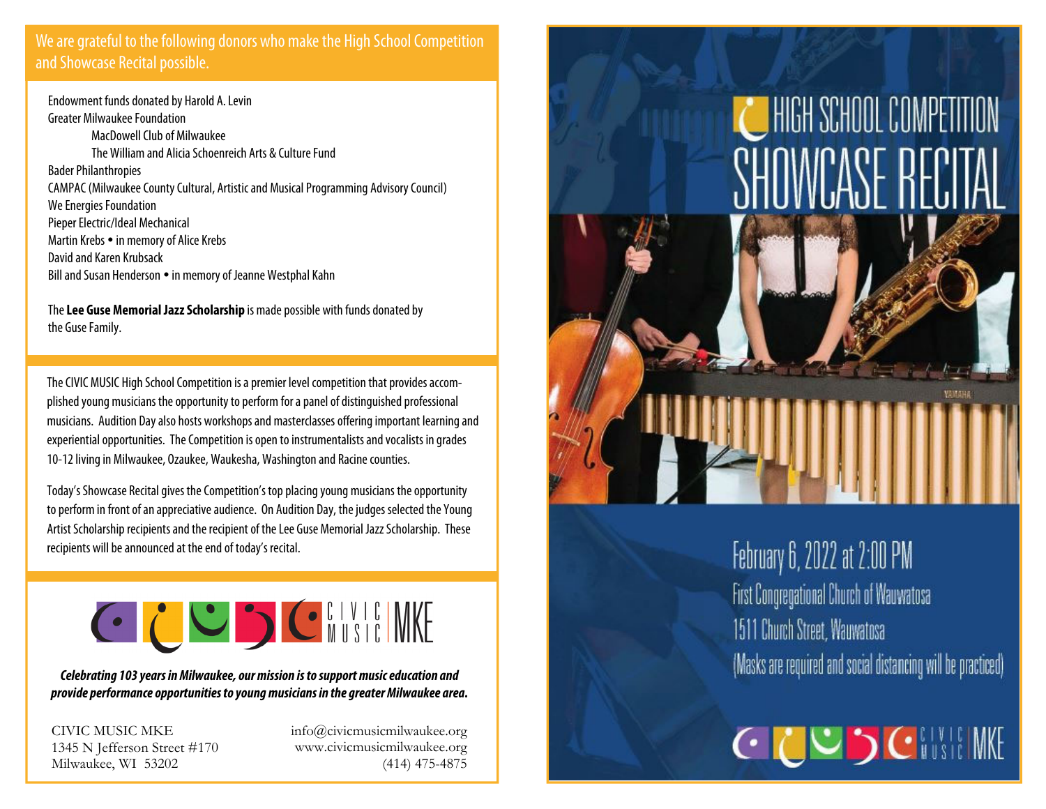We are grateful to the following donors who make the High School Competition and Showcase Recital possible.

Endowment funds donated by Harold A. Levin
Greater Milwaukee Foundation
MacDowell Club of Milwaukee
The William and Alicia Schoenreich Arts & Culture Fund
Bader Philanthropies
CAMPAC (Milwaukee County Cultural, Artistic and Musical Programming Advisory Council)
We Energies Foundation
Pieper Electric/Ideal Mechanical
Martin Krebs • in memory of Alice Krebs
David and Karen Krubsack
Bill and Susan Henderson • in memory of Jeanne Westphal Kahn

The **Lee Guse Memorial Jazz Scholarship** is made possible with funds donated by the Guse Family.

The CIVIC MUSIC High School Competition is a premier level competition that provides accomplished young musicians the opportunity to perform for a panel of distinguished professional musicians. Audition Day also hosts workshops and masterclasses offering important learning and experiential opportunities. The Competition is open to instrumentalists and vocalists in grades 10-12 living in Milwaukee, Ozaukee, Waukesha, Washington and Racine counties.

Today's Showcase Recital gives the Competition's top placing young musicians the opportunity to perform in front of an appreciative audience. On Audition Day, the judges selected the Young Artist Scholarship recipients and the recipient of the Lee Guse Memorial Jazz Scholarship. These recipients will be announced at the end of today's recital.

CIVIC MUSIC MKE

***Celebrating 103 years in Milwaukee, our mission is to support music education and provide performance opportunities to young musicians in the greater Milwaukee area.***

CIVIC MUSIC MKE
1345 N Jefferson Street #170
Milwaukee, WI 53202

info@civicmusicmilwaukee.org
www.civicmusicmilwaukee.org
(414) 475-4875

# HIGH SCHOOL COMPETITION SHOWCASE RECITAL

February 6, 2022 at 2:00 PM
First Congregational Church of Wauwatosa
1511 Church Street, Wauwatosa
(Masks are required and social distancing will be practiced)

CIVIC MUSIC MKE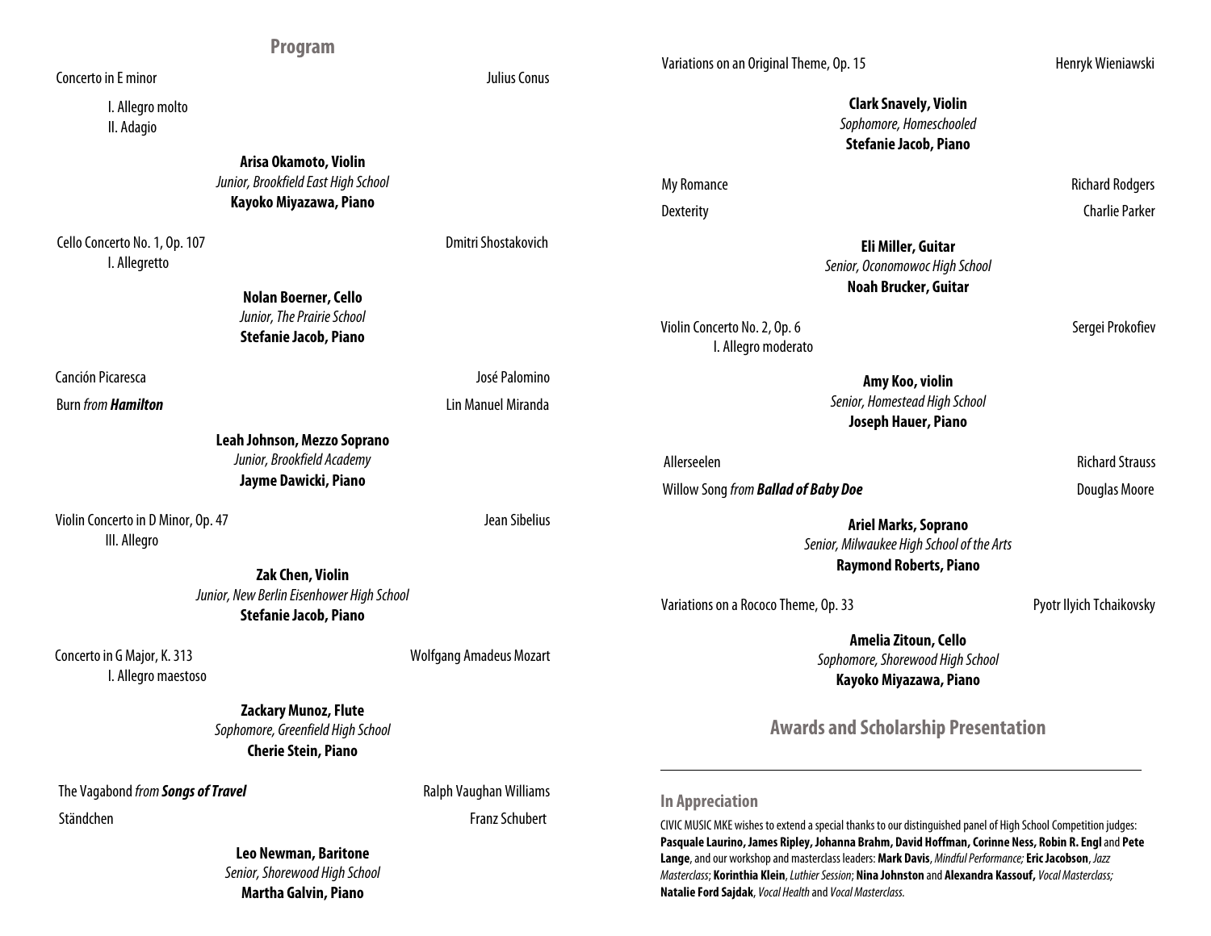## Program

Concerto in E minor — Julius Conus

I. Allegro molto
II. Adagio

**Arisa Okamoto, Violin**
*Junior, Brookfield East High School*
**Kayoko Miyazawa, Piano**

Cello Concerto No. 1, Op. 107 — Dmitri Shostakovich

I. Allegretto

**Nolan Boerner, Cello**
*Junior, The Prairie School*
**Stefanie Jacob, Piano**

Canción Picaresca — José Palomino

Burn *from* ***Hamilton*** — Lin Manuel Miranda

**Leah Johnson, Mezzo Soprano**
*Junior, Brookfield Academy*
**Jayme Dawicki, Piano**

Violin Concerto in D Minor, Op. 47 — Jean Sibelius

III. Allegro

**Zak Chen, Violin**
*Junior, New Berlin Eisenhower High School*
**Stefanie Jacob, Piano**

Concerto in G Major, K. 313 — Wolfgang Amadeus Mozart

I. Allegro maestoso

**Zackary Munoz, Flute**
*Sophomore, Greenfield High School*
**Cherie Stein, Piano**

The Vagabond *from* ***Songs of Travel*** — Ralph Vaughan Williams

Ständchen — Franz Schubert

**Leo Newman, Baritone**
*Senior, Shorewood High School*
**Martha Galvin, Piano**

Variations on an Original Theme, Op. 15 — Henryk Wieniawski

**Clark Snavely, Violin**
*Sophomore, Homeschooled*
**Stefanie Jacob, Piano**

My Romance — Richard Rodgers

Dexterity — Charlie Parker

**Eli Miller, Guitar**
*Senior, Oconomowoc High School*
**Noah Brucker, Guitar**

Violin Concerto No. 2, Op. 6 — Sergei Prokofiev

I. Allegro moderato

**Amy Koo, violin**
*Senior, Homestead High School*
**Joseph Hauer, Piano**

Allerseelen — Richard Strauss

Willow Song *from* ***Ballad of Baby Doe*** — Douglas Moore

**Ariel Marks, Soprano**
*Senior, Milwaukee High School of the Arts*
**Raymond Roberts, Piano**

Variations on a Rococo Theme, Op. 33 — Pyotr Ilyich Tchaikovsky

**Amelia Zitoun, Cello**
*Sophomore, Shorewood High School*
**Kayoko Miyazawa, Piano**

## Awards and Scholarship Presentation

---

### In Appreciation

CIVIC MUSIC MKE wishes to extend a special thanks to our distinguished panel of High School Competition judges: **Pasquale Laurino, James Ripley, Johanna Brahm, David Hoffman, Corinne Ness, Robin R. Engl** and **Pete Lange**, and our workshop and masterclass leaders: **Mark Davis**, *Mindful Performance;* **Eric Jacobson**, *Jazz Masterclass*; **Korinthia Klein**, *Luthier Session*; **Nina Johnston** and **Alexandra Kassouf,** *Vocal Masterclass;* **Natalie Ford Sajdak**, *Vocal Health* and *Vocal Masterclass.*